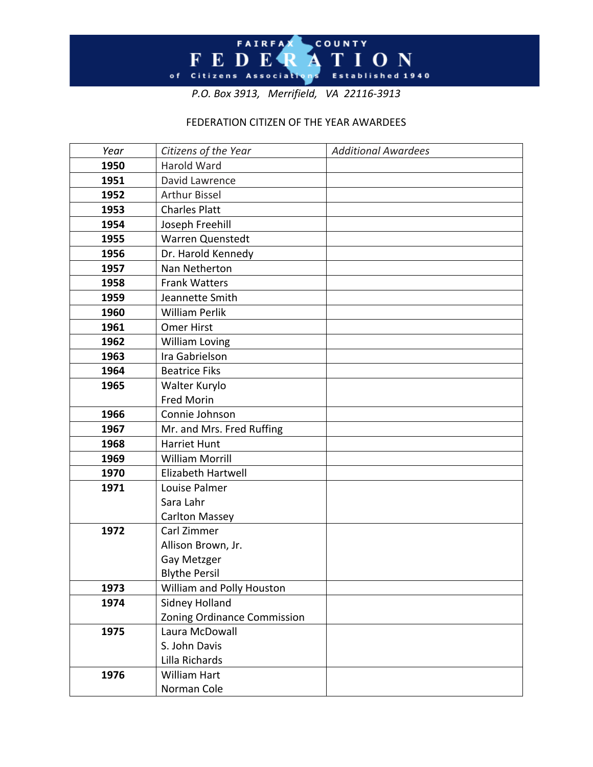# FAIRFAX COUNTY FEDERATION of Citizens Associations

Established 1940

*P.O. Box 3913, Merrifield, VA 22116-3913*

FEDERATION CITIZEN OF THE YEAR AWARDEES

| *Year* | *Citizens of the Year* | *Additional Awardees* |
|---|---|---|
| **1950** | Harold Ward | |
| **1951** | David Lawrence | |
| **1952** | Arthur Bissel | |
| **1953** | Charles Platt | |
| **1954** | Joseph Freehill | |
| **1955** | Warren Quenstedt | |
| **1956** | Dr. Harold Kennedy | |
| **1957** | Nan Netherton | |
| **1958** | Frank Watters | |
| **1959** | Jeannette Smith | |
| **1960** | William Perlik | |
| **1961** | Omer Hirst | |
| **1962** | William Loving | |
| **1963** | Ira Gabrielson | |
| **1964** | Beatrice Fiks | |
| **1965** | Walter Kurylo<br>Fred Morin | |
| **1966** | Connie Johnson | |
| **1967** | Mr. and Mrs. Fred Ruffing | |
| **1968** | Harriet Hunt | |
| **1969** | William Morrill | |
| **1970** | Elizabeth Hartwell | |
| **1971** | Louise Palmer<br>Sara Lahr<br>Carlton Massey | |
| **1972** | Carl Zimmer<br>Allison Brown, Jr.<br>Gay Metzger<br>Blythe Persil | |
| **1973** | William and Polly Houston | |
| **1974** | Sidney Holland<br>Zoning Ordinance Commission | |
| **1975** | Laura McDowall<br>S. John Davis<br>Lilla Richards | |
| **1976** | William Hart<br>Norman Cole | |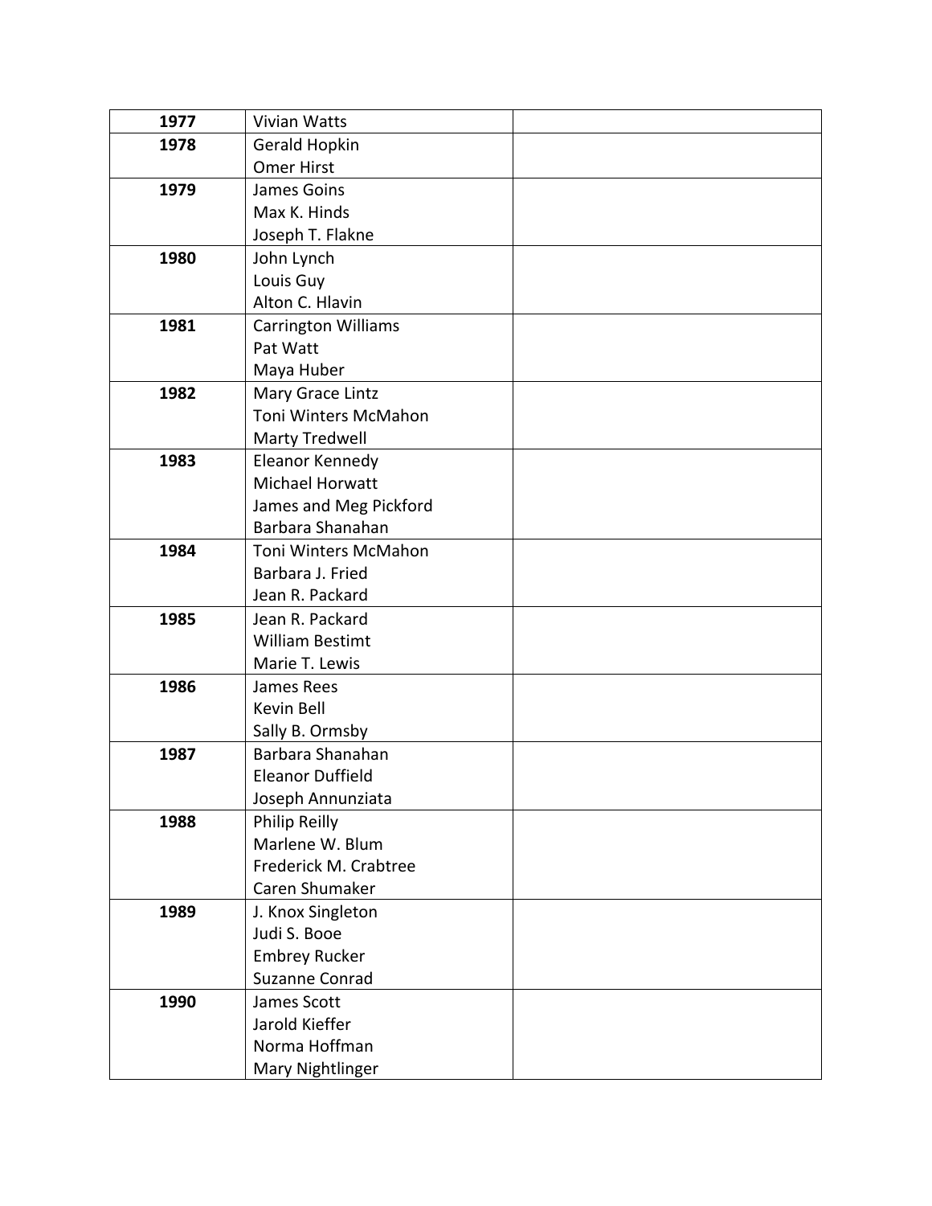| | | |
|---|---|---|
| **1977** | Vivian Watts | |
| **1978** | Gerald Hopkin<br>Omer Hirst | |
| **1979** | James Goins<br>Max K. Hinds<br>Joseph T. Flakne | |
| **1980** | John Lynch<br>Louis Guy<br>Alton C. Hlavin | |
| **1981** | Carrington Williams<br>Pat Watt<br>Maya Huber | |
| **1982** | Mary Grace Lintz<br>Toni Winters McMahon<br>Marty Tredwell | |
| **1983** | Eleanor Kennedy<br>Michael Horwatt<br>James and Meg Pickford<br>Barbara Shanahan | |
| **1984** | Toni Winters McMahon<br>Barbara J. Fried<br>Jean R. Packard | |
| **1985** | Jean R. Packard<br>William Bestimt<br>Marie T. Lewis | |
| **1986** | James Rees<br>Kevin Bell<br>Sally B. Ormsby | |
| **1987** | Barbara Shanahan<br>Eleanor Duffield<br>Joseph Annunziata | |
| **1988** | Philip Reilly<br>Marlene W. Blum<br>Frederick M. Crabtree<br>Caren Shumaker | |
| **1989** | J. Knox Singleton<br>Judi S. Booe<br>Embrey Rucker<br>Suzanne Conrad | |
| **1990** | James Scott<br>Jarold Kieffer<br>Norma Hoffman<br>Mary Nightlinger | |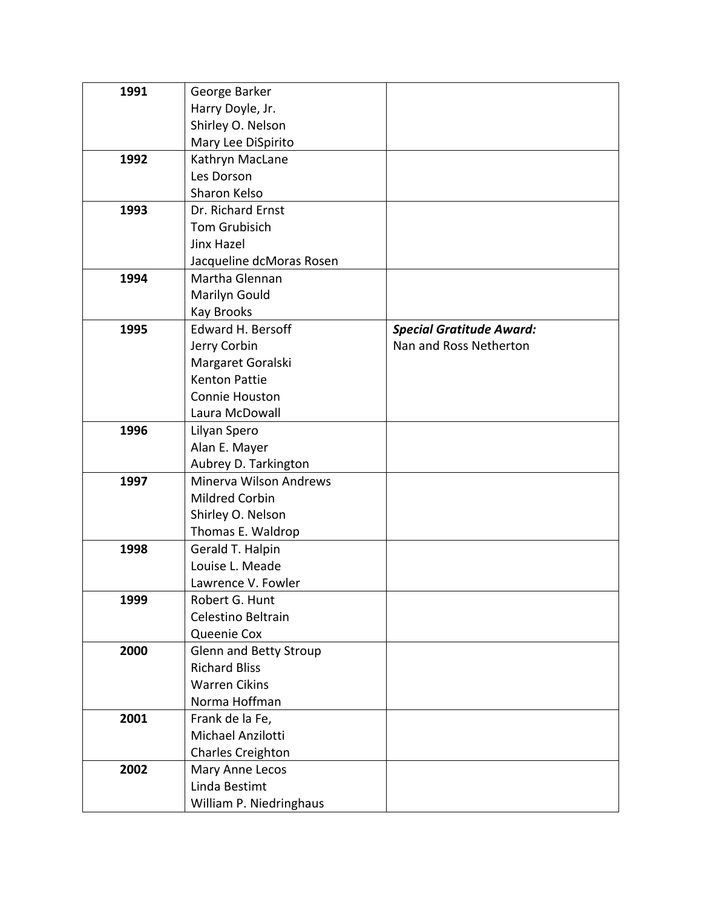| | | |
|---|---|---|
| **1991** | George Barker<br>Harry Doyle, Jr.<br>Shirley O. Nelson<br>Mary Lee DiSpirito | |
| **1992** | Kathryn MacLane<br>Les Dorson<br>Sharon Kelso | |
| **1993** | Dr. Richard Ernst<br>Tom Grubisich<br>Jinx Hazel<br>Jacqueline dcMoras Rosen | |
| **1994** | Martha Glennan<br>Marilyn Gould<br>Kay Brooks | |
| **1995** | Edward H. Bersoff<br>Jerry Corbin<br>Margaret Goralski<br>Kenton Pattie<br>Connie Houston<br>Laura McDowall | ***Special Gratitude Award:***<br>Nan and Ross Netherton |
| **1996** | Lilyan Spero<br>Alan E. Mayer<br>Aubrey D. Tarkington | |
| **1997** | Minerva Wilson Andrews<br>Mildred Corbin<br>Shirley O. Nelson<br>Thomas E. Waldrop | |
| **1998** | Gerald T. Halpin<br>Louise L. Meade<br>Lawrence V. Fowler | |
| **1999** | Robert G. Hunt<br>Celestino Beltrain<br>Queenie Cox | |
| **2000** | Glenn and Betty Stroup<br>Richard Bliss<br>Warren Cikins<br>Norma Hoffman | |
| **2001** | Frank de la Fe,<br>Michael Anzilotti<br>Charles Creighton | |
| **2002** | Mary Anne Lecos<br>Linda Bestimt<br>William P. Niedringhaus | |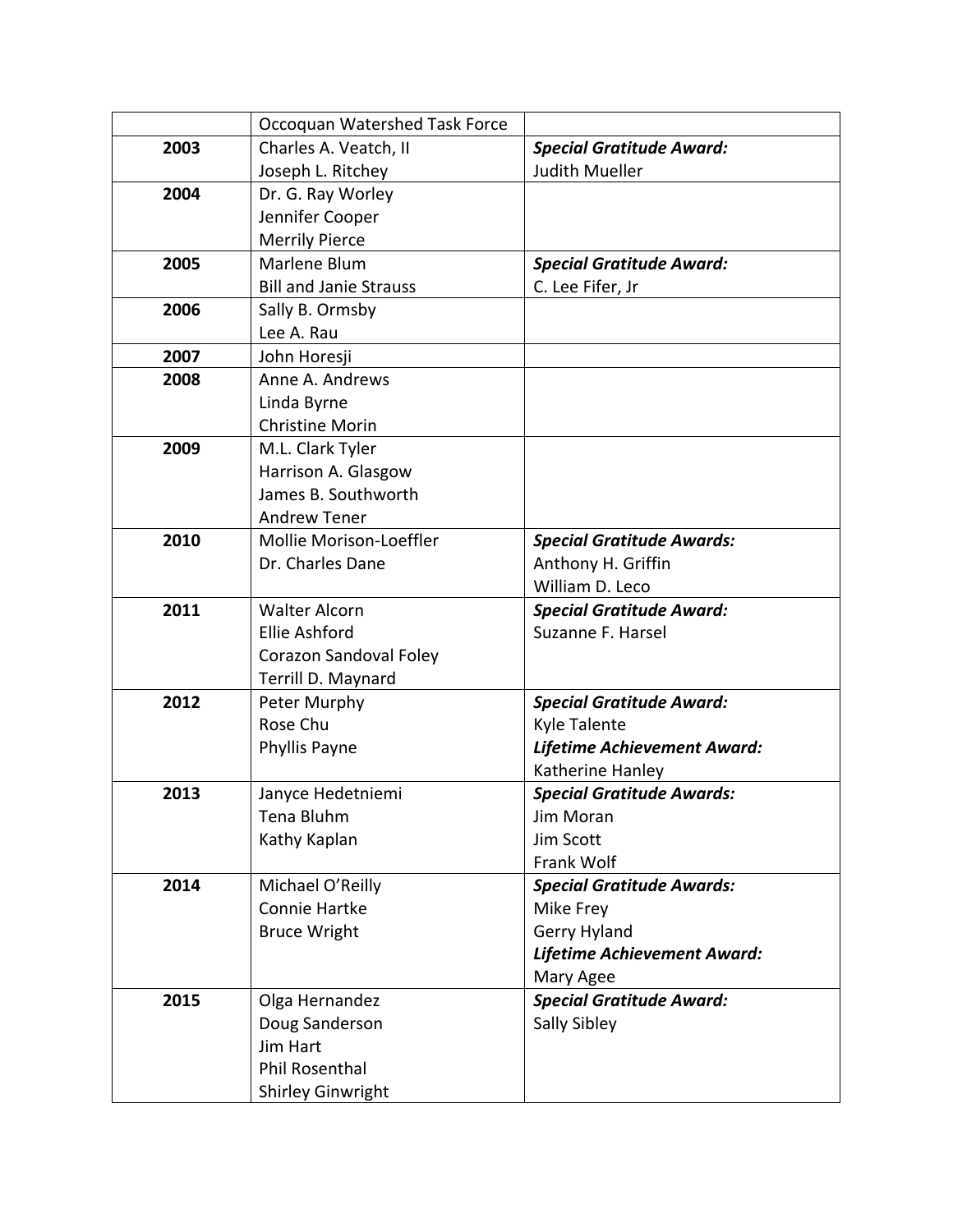| | | |
|---|---|---|
| | Occoquan Watershed Task Force | |
| **2003** | Charles A. Veatch, II<br>Joseph L. Ritchey | ***Special Gratitude Award:***<br>Judith Mueller |
| **2004** | Dr. G. Ray Worley<br>Jennifer Cooper<br>Merrily Pierce | |
| **2005** | Marlene Blum<br>Bill and Janie Strauss | ***Special Gratitude Award:***<br>C. Lee Fifer, Jr |
| **2006** | Sally B. Ormsby<br>Lee A. Rau | |
| **2007** | John Horesji | |
| **2008** | Anne A. Andrews<br>Linda Byrne<br>Christine Morin | |
| **2009** | M.L. Clark Tyler<br>Harrison A. Glasgow<br>James B. Southworth<br>Andrew Tener | |
| **2010** | Mollie Morison-Loeffler<br>Dr. Charles Dane | ***Special Gratitude Awards:***<br>Anthony H. Griffin<br>William D. Leco |
| **2011** | Walter Alcorn<br>Ellie Ashford<br>Corazon Sandoval Foley<br>Terrill D. Maynard | ***Special Gratitude Award:***<br>Suzanne F. Harsel |
| **2012** | Peter Murphy<br>Rose Chu<br>Phyllis Payne | ***Special Gratitude Award:***<br>Kyle Talente<br>***Lifetime Achievement Award:***<br>Katherine Hanley |
| **2013** | Janyce Hedetniemi<br>Tena Bluhm<br>Kathy Kaplan | ***Special Gratitude Awards:***<br>Jim Moran<br>Jim Scott<br>Frank Wolf |
| **2014** | Michael O'Reilly<br>Connie Hartke<br>Bruce Wright | ***Special Gratitude Awards:***<br>Mike Frey<br>Gerry Hyland<br>***Lifetime Achievement Award:***<br>Mary Agee |
| **2015** | Olga Hernandez<br>Doug Sanderson<br>Jim Hart<br>Phil Rosenthal<br>Shirley Ginwright | ***Special Gratitude Award:***<br>Sally Sibley |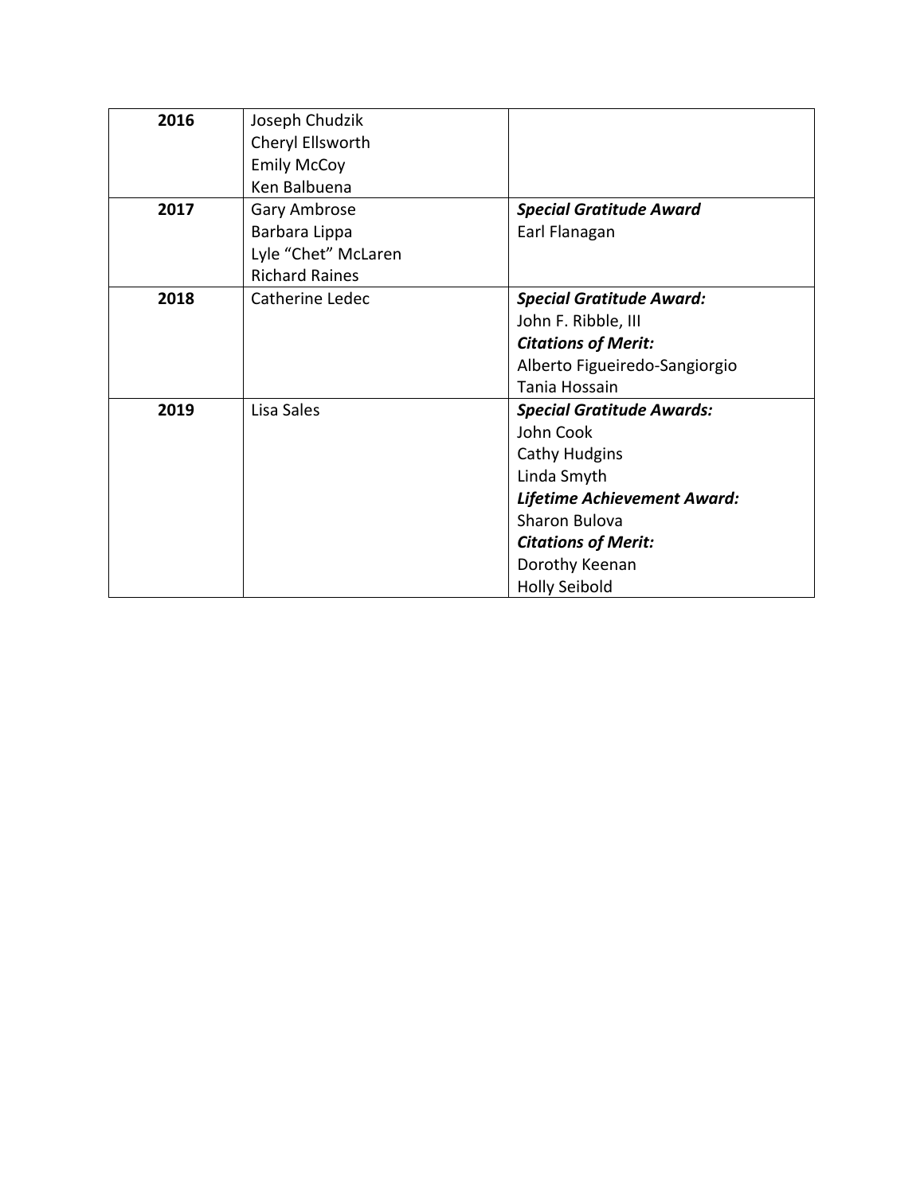| | | |
|---|---|---|
| **2016** | Joseph Chudzik<br>Cheryl Ellsworth<br>Emily McCoy<br>Ken Balbuena | |
| **2017** | Gary Ambrose<br>Barbara Lippa<br>Lyle "Chet" McLaren<br>Richard Raines | ***Special Gratitude Award***<br>Earl Flanagan |
| **2018** | Catherine Ledec | ***Special Gratitude Award:***<br>John F. Ribble, III<br>***Citations of Merit:***<br>Alberto Figueiredo-Sangiorgio<br>Tania Hossain |
| **2019** | Lisa Sales | ***Special Gratitude Awards:***<br>John Cook<br>Cathy Hudgins<br>Linda Smyth<br>***Lifetime Achievement Award:***<br>Sharon Bulova<br>***Citations of Merit:***<br>Dorothy Keenan<br>Holly Seibold |